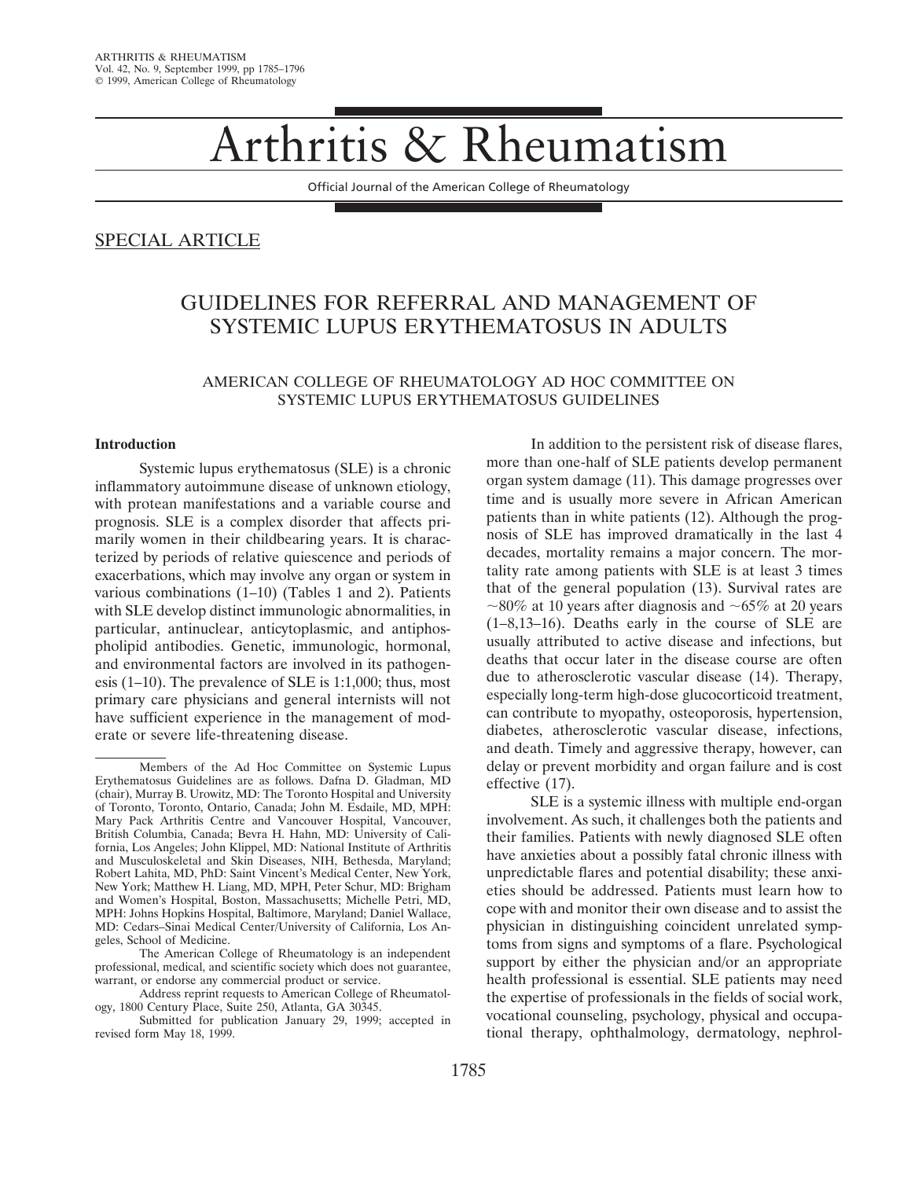# Arthritis & Rheumatism

Official Journal of the American College of Rheumatology

## SPECIAL ARTICLE

# GUIDELINES FOR REFERRAL AND MANAGEMENT OF SYSTEMIC LUPUS ERYTHEMATOSUS IN ADULTS

AMERICAN COLLEGE OF RHEUMATOLOGY AD HOC COMMITTEE ON SYSTEMIC LUPUS ERYTHEMATOSUS GUIDELINES

### Introduction

Systemic lupus erythematosus (SLE) is a chronic inflammatory autoimmune disease of unknown etiology, with protean manifestations and a variable course and prognosis. SLE is a complex disorder that affects primarily women in their childbearing years. It is characterized by periods of relative quiescence and periods of exacerbations, which may involve any organ or system in various combinations (1–10) (Tables 1 and 2). Patients with SLE develop distinct immunologic abnormalities, in particular, antinuclear, anticytoplasmic, and antiphospholipid antibodies. Genetic, immunologic, hormonal, and environmental factors are involved in its pathogenesis (1–10). The prevalence of SLE is 1:1,000; thus, most primary care physicians and general internists will not have sufficient experience in the management of moderate or severe life-threatening disease.

In addition to the persistent risk of disease flares, more than one-half of SLE patients develop permanent organ system damage (11). This damage progresses over time and is usually more severe in African American patients than in white patients (12). Although the prognosis of SLE has improved dramatically in the last 4 decades, mortality remains a major concern. The mortality rate among patients with SLE is at least 3 times that of the general population (13). Survival rates are ~80% at 10 years after diagnosis and ~65% at 20 years (1–8,13–16). Deaths early in the course of SLE are usually attributed to active disease and infections, but deaths that occur later in the disease course are often due to atherosclerotic vascular disease (14). Therapy, especially long-term high-dose glucocorticoid treatment, can contribute to myopathy, osteoporosis, hypertension, diabetes, atherosclerotic vascular disease, infections, and death. Timely and aggressive therapy, however, can delay or prevent morbidity and organ failure and is cost effective (17).

SLE is a systemic illness with multiple end-organ involvement. As such, it challenges both the patients and their families. Patients with newly diagnosed SLE often have anxieties about a possibly fatal chronic illness with unpredictable flares and potential disability; these anxieties should be addressed. Patients must learn how to cope with and monitor their own disease and to assist the physician in distinguishing coincident unrelated symptoms from signs and symptoms of a flare. Psychological support by either the physician and/or an appropriate health professional is essential. SLE patients may need the expertise of professionals in the fields of social work, vocational counseling, psychology, physical and occupational therapy, ophthalmology, dermatology, nephrol-

---

Members of the Ad Hoc Committee on Systemic Lupus Erythematosus Guidelines are as follows. Dafna D. Gladman, MD (chair), Murray B. Urowitz, MD: The Toronto Hospital and University of Toronto, Toronto, Ontario, Canada; John M. Esdaile, MD, MPH: Mary Pack Arthritis Centre and Vancouver Hospital, Vancouver, British Columbia, Canada; Bevra H. Hahn, MD: University of California, Los Angeles; John Klippel, MD: National Institute of Arthritis and Musculoskeletal and Skin Diseases, NIH, Bethesda, Maryland; Robert Lahita, MD, PhD: Saint Vincent's Medical Center, New York, New York; Matthew H. Liang, MD, MPH, Peter Schur, MD: Brigham and Women's Hospital, Boston, Massachusetts; Michelle Petri, MD, MPH: Johns Hopkins Hospital, Baltimore, Maryland; Daniel Wallace, MD: Cedars–Sinai Medical Center/University of California, Los Angeles, School of Medicine.

The American College of Rheumatology is an independent professional, medical, and scientific society which does not guarantee, warrant, or endorse any commercial product or service.

Address reprint requests to American College of Rheumatology, 1800 Century Place, Suite 250, Atlanta, GA 30345.

Submitted for publication January 29, 1999; accepted in revised form May 18, 1999.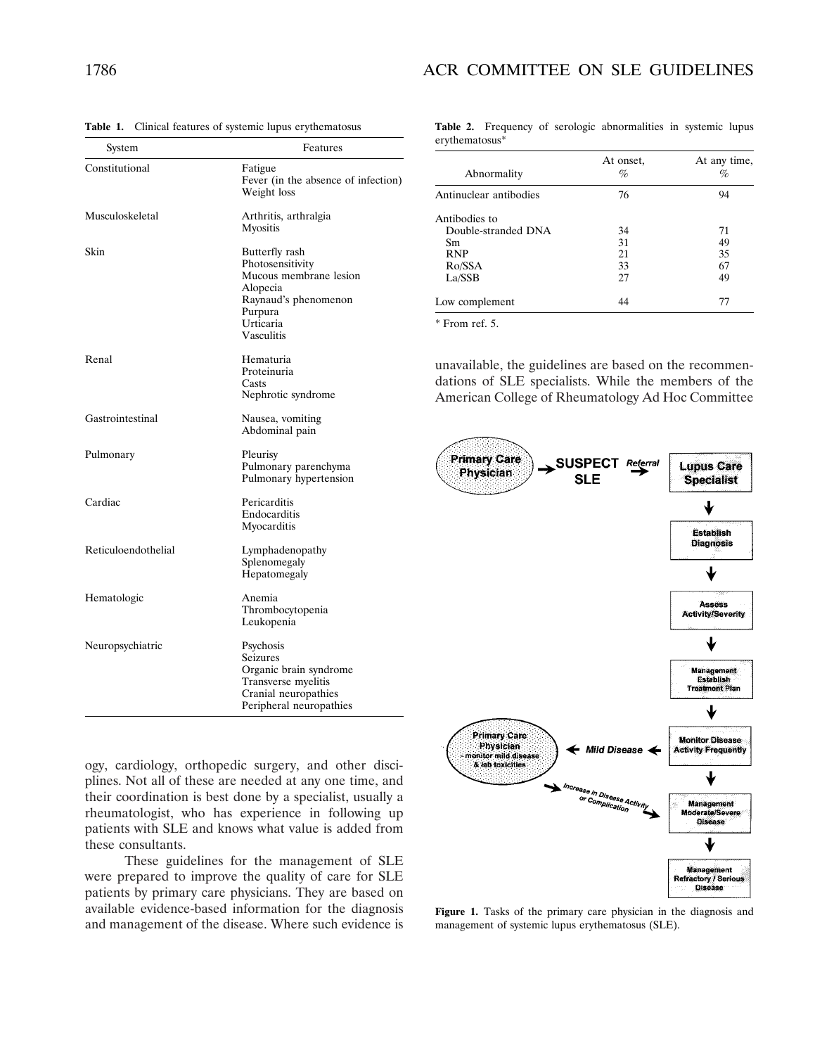**Table 1.** Clinical features of systemic lupus erythematosus

| System | Features |
|---|---|
| Constitutional | Fatigue<br>Fever (in the absence of infection)<br>Weight loss |
| Musculoskeletal | Arthritis, arthralgia<br>Myositis |
| Skin | Butterfly rash<br>Photosensitivity<br>Mucous membrane lesion<br>Alopecia<br>Raynaud's phenomenon<br>Purpura<br>Urticaria<br>Vasculitis |
| Renal | Hematuria<br>Proteinuria<br>Casts<br>Nephrotic syndrome |
| Gastrointestinal | Nausea, vomiting<br>Abdominal pain |
| Pulmonary | Pleurisy<br>Pulmonary parenchyma<br>Pulmonary hypertension |
| Cardiac | Pericarditis<br>Endocarditis<br>Myocarditis |
| Reticuloendothelial | Lymphadenopathy<br>Splenomegaly<br>Hepatomegaly |
| Hematologic | Anemia<br>Thrombocytopenia<br>Leukopenia |
| Neuropsychiatric | Psychosis<br>Seizures<br>Organic brain syndrome<br>Transverse myelitis<br>Cranial neuropathies<br>Peripheral neuropathies |

ogy, cardiology, orthopedic surgery, and other disciplines. Not all of these are needed at any one time, and their coordination is best done by a specialist, usually a rheumatologist, who has experience in following up patients with SLE and knows what value is added from these consultants.

These guidelines for the management of SLE were prepared to improve the quality of care for SLE patients by primary care physicians. They are based on available evidence-based information for the diagnosis and management of the disease. Where such evidence is unavailable, the guidelines are based on the recommendations of SLE specialists. While the members of the American College of Rheumatology Ad Hoc Committee

**Table 2.** Frequency of serologic abnormalities in systemic lupus erythematosus*

| Abnormality | At onset, % | At any time, % |
|---|---|---|
| Antinuclear antibodies | 76 | 94 |
| Antibodies to | | |
| Double-stranded DNA | 34 | 71 |
| Sm | 31 | 49 |
| RNP | 21 | 35 |
| Ro/SSA | 33 | 67 |
| La/SSB | 27 | 49 |
| Low complement | 44 | 77 |

* From ref. 5.

**Figure 1.** Tasks of the primary care physician in the diagnosis and management of systemic lupus erythematosus (SLE).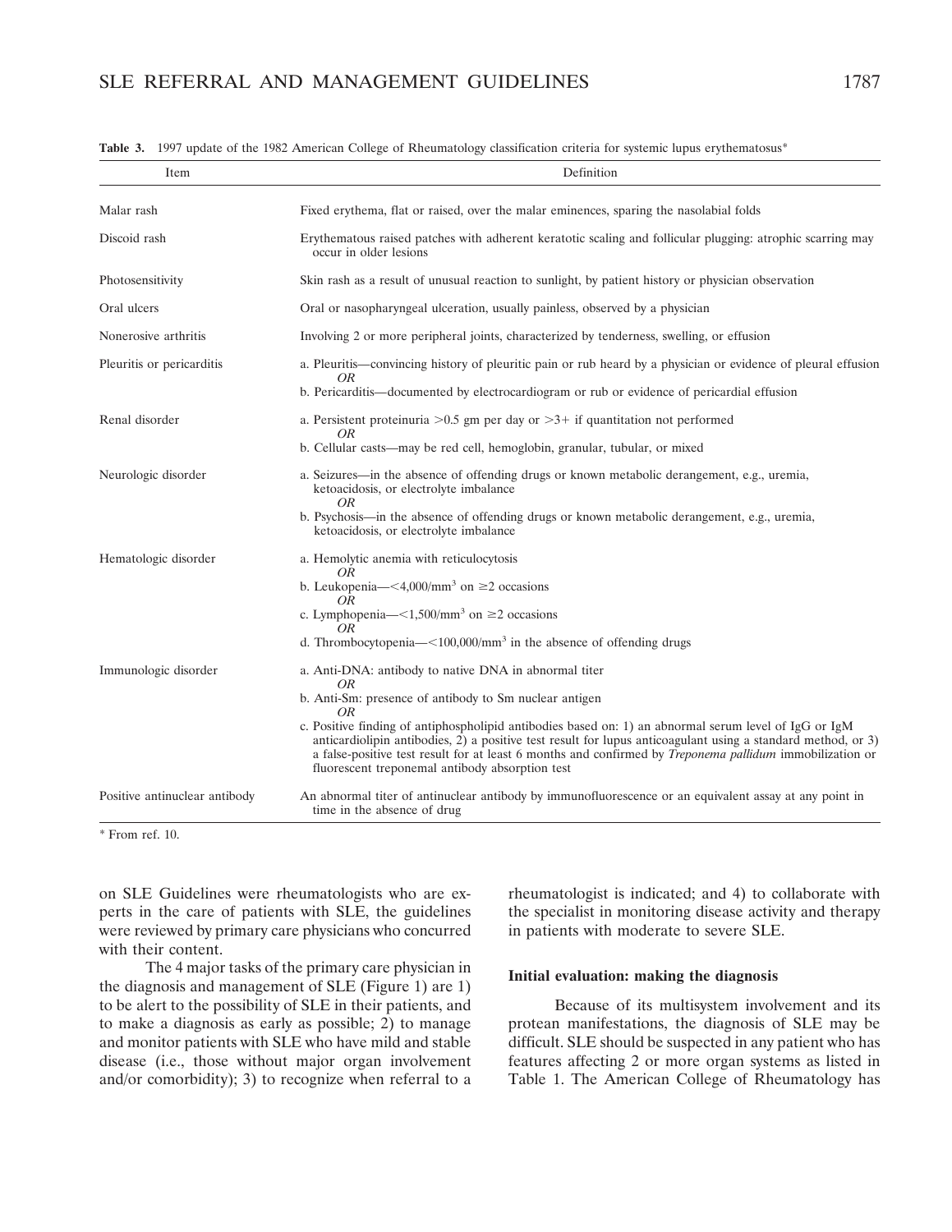**Table 3.** 1997 update of the 1982 American College of Rheumatology classification criteria for systemic lupus erythematosus*

| Item | Definition |
| --- | --- |
| Malar rash | Fixed erythema, flat or raised, over the malar eminences, sparing the nasolabial folds |
| Discoid rash | Erythematous raised patches with adherent keratotic scaling and follicular plugging: atrophic scarring may occur in older lesions |
| Photosensitivity | Skin rash as a result of unusual reaction to sunlight, by patient history or physician observation |
| Oral ulcers | Oral or nasopharyngeal ulceration, usually painless, observed by a physician |
| Nonerosive arthritis | Involving 2 or more peripheral joints, characterized by tenderness, swelling, or effusion |
| Pleuritis or pericarditis | a. Pleuritis—convincing history of pleuritic pain or rub heard by a physician or evidence of pleural effusion *OR* b. Pericarditis—documented by electrocardiogram or rub or evidence of pericardial effusion |
| Renal disorder | a. Persistent proteinuria >0.5 gm per day or >3+ if quantitation not performed *OR* b. Cellular casts—may be red cell, hemoglobin, granular, tubular, or mixed |
| Neurologic disorder | a. Seizures—in the absence of offending drugs or known metabolic derangement, e.g., uremia, ketoacidosis, or electrolyte imbalance *OR* b. Psychosis—in the absence of offending drugs or known metabolic derangement, e.g., uremia, ketoacidosis, or electrolyte imbalance |
| Hematologic disorder | a. Hemolytic anemia with reticulocytosis *OR* b. Leukopenia—<4,000/mm$^3$ on ≥2 occasions *OR* c. Lymphopenia—<1,500/mm$^3$ on ≥2 occasions *OR* d. Thrombocytopenia—<100,000/mm$^3$ in the absence of offending drugs |
| Immunologic disorder | a. Anti-DNA: antibody to native DNA in abnormal titer *OR* b. Anti-Sm: presence of antibody to Sm nuclear antigen *OR* c. Positive finding of antiphospholipid antibodies based on: 1) an abnormal serum level of IgG or IgM anticardiolipin antibodies, 2) a positive test result for lupus anticoagulant using a standard method, or 3) a false-positive test result for at least 6 months and confirmed by *Treponema pallidum* immobilization or fluorescent treponemal antibody absorption test |
| Positive antinuclear antibody | An abnormal titer of antinuclear antibody by immunofluorescence or an equivalent assay at any point in time in the absence of drug |

* From ref. 10.

on SLE Guidelines were rheumatologists who are experts in the care of patients with SLE, the guidelines were reviewed by primary care physicians who concurred with their content.

The 4 major tasks of the primary care physician in the diagnosis and management of SLE (Figure 1) are 1) to be alert to the possibility of SLE in their patients, and to make a diagnosis as early as possible; 2) to manage and monitor patients with SLE who have mild and stable disease (i.e., those without major organ involvement and/or comorbidity); 3) to recognize when referral to a rheumatologist is indicated; and 4) to collaborate with the specialist in monitoring disease activity and therapy in patients with moderate to severe SLE.

### Initial evaluation: making the diagnosis

Because of its multisystem involvement and its protean manifestations, the diagnosis of SLE may be difficult. SLE should be suspected in any patient who has features affecting 2 or more organ systems as listed in Table 1. The American College of Rheumatology has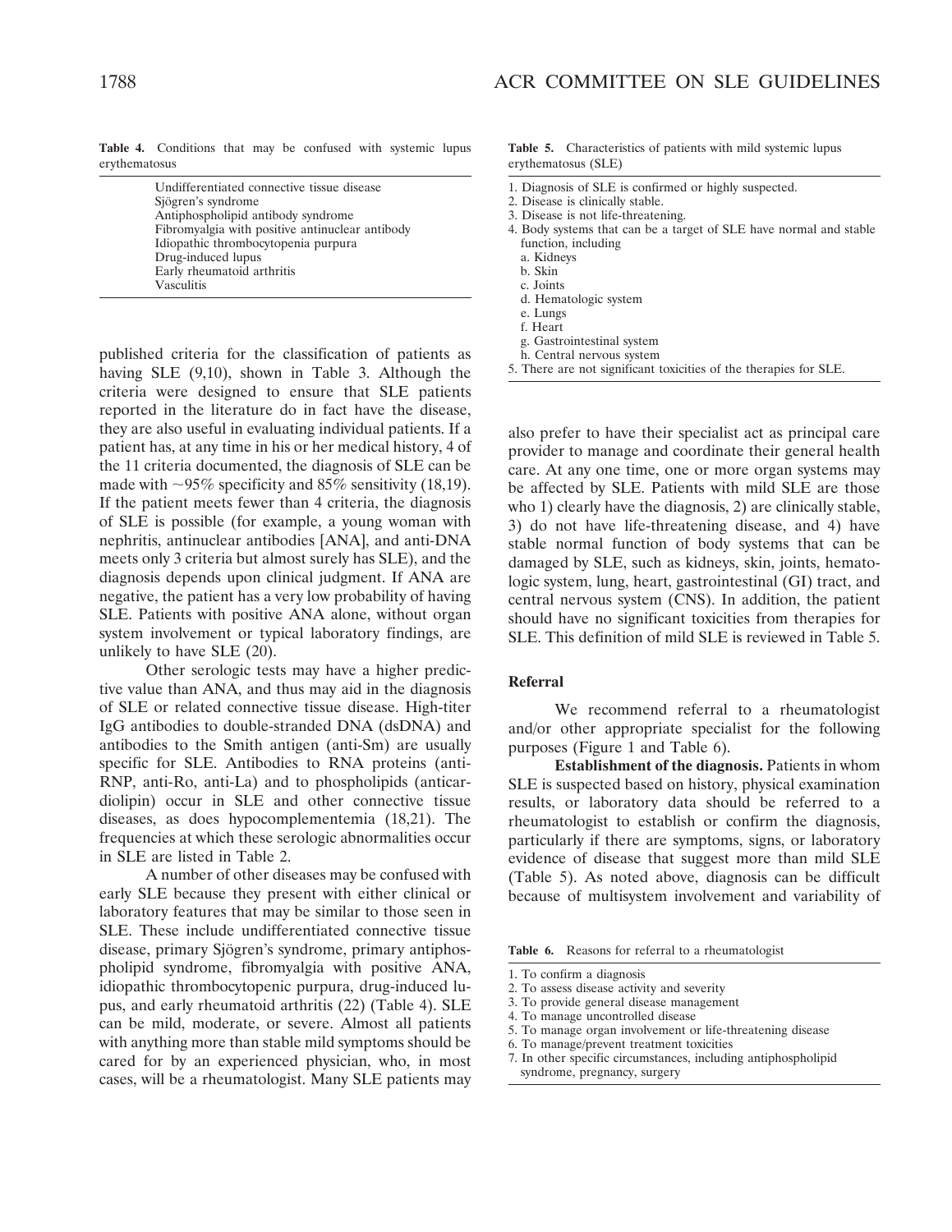**Table 4.** Conditions that may be confused with systemic lupus erythematosus

| |
|---|
| Undifferentiated connective tissue disease |
| Sjögren's syndrome |
| Antiphospholipid antibody syndrome |
| Fibromyalgia with positive antinuclear antibody |
| Idiopathic thrombocytopenia purpura |
| Drug-induced lupus |
| Early rheumatoid arthritis |
| Vasculitis |

published criteria for the classification of patients as having SLE (9,10), shown in Table 3. Although the criteria were designed to ensure that SLE patients reported in the literature do in fact have the disease, they are also useful in evaluating individual patients. If a patient has, at any time in his or her medical history, 4 of the 11 criteria documented, the diagnosis of SLE can be made with ~95% specificity and 85% sensitivity (18,19). If the patient meets fewer than 4 criteria, the diagnosis of SLE is possible (for example, a young woman with nephritis, antinuclear antibodies [ANA], and anti-DNA meets only 3 criteria but almost surely has SLE), and the diagnosis depends upon clinical judgment. If ANA are negative, the patient has a very low probability of having SLE. Patients with positive ANA alone, without organ system involvement or typical laboratory findings, are unlikely to have SLE (20).

Other serologic tests may have a higher predictive value than ANA, and thus may aid in the diagnosis of SLE or related connective tissue disease. High-titer IgG antibodies to double-stranded DNA (dsDNA) and antibodies to the Smith antigen (anti-Sm) are usually specific for SLE. Antibodies to RNA proteins (anti-RNP, anti-Ro, anti-La) and to phospholipids (anticardiolipin) occur in SLE and other connective tissue diseases, as does hypocomplementemia (18,21). The frequencies at which these serologic abnormalities occur in SLE are listed in Table 2.

A number of other diseases may be confused with early SLE because they present with either clinical or laboratory features that may be similar to those seen in SLE. These include undifferentiated connective tissue disease, primary Sjögren's syndrome, primary antiphospholipid syndrome, fibromyalgia with positive ANA, idiopathic thrombocytopenic purpura, drug-induced lupus, and early rheumatoid arthritis (22) (Table 4). SLE can be mild, moderate, or severe. Almost all patients with anything more than stable mild symptoms should be cared for by an experienced physician, who, in most cases, will be a rheumatologist. Many SLE patients may also prefer to have their specialist act as principal care provider to manage and coordinate their general health care. At any one time, one or more organ systems may be affected by SLE. Patients with mild SLE are those who 1) clearly have the diagnosis, 2) are clinically stable, 3) do not have life-threatening disease, and 4) have stable normal function of body systems that can be damaged by SLE, such as kidneys, skin, joints, hematologic system, lung, heart, gastrointestinal (GI) tract, and central nervous system (CNS). In addition, the patient should have no significant toxicities from therapies for SLE. This definition of mild SLE is reviewed in Table 5.

**Table 5.** Characteristics of patients with mild systemic lupus erythematosus (SLE)

1. Diagnosis of SLE is confirmed or highly suspected.
2. Disease is clinically stable.
3. Disease is not life-threatening.
4. Body systems that can be a target of SLE have normal and stable function, including
   a. Kidneys
   b. Skin
   c. Joints
   d. Hematologic system
   e. Lungs
   f. Heart
   g. Gastrointestinal system
   h. Central nervous system
5. There are not significant toxicities of the therapies for SLE.

### Referral

We recommend referral to a rheumatologist and/or other appropriate specialist for the following purposes (Figure 1 and Table 6).

**Establishment of the diagnosis.** Patients in whom SLE is suspected based on history, physical examination results, or laboratory data should be referred to a rheumatologist to establish or confirm the diagnosis, particularly if there are symptoms, signs, or laboratory evidence of disease that suggest more than mild SLE (Table 5). As noted above, diagnosis can be difficult because of multisystem involvement and variability of

**Table 6.** Reasons for referral to a rheumatologist

1. To confirm a diagnosis
2. To assess disease activity and severity
3. To provide general disease management
4. To manage uncontrolled disease
5. To manage organ involvement or life-threatening disease
6. To manage/prevent treatment toxicities
7. In other specific circumstances, including antiphospholipid syndrome, pregnancy, surgery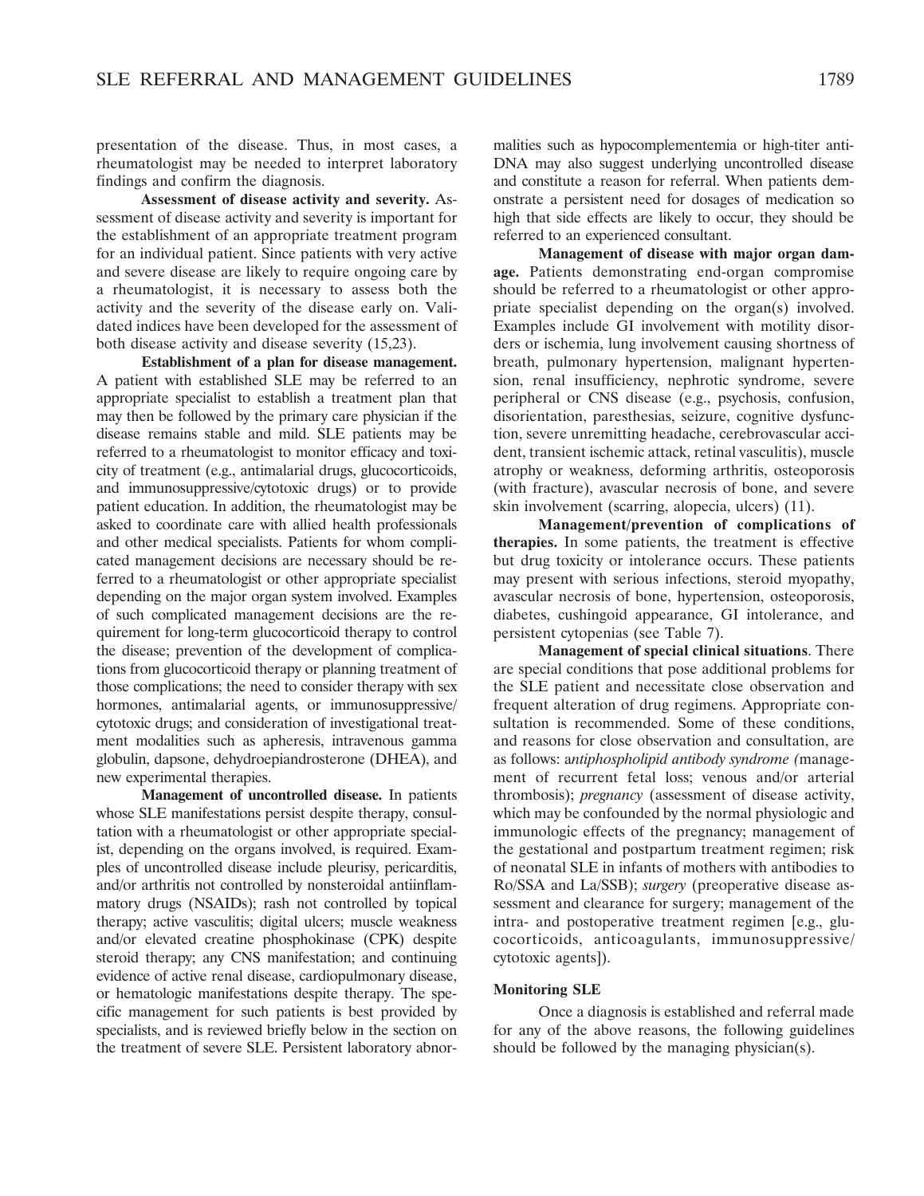presentation of the disease. Thus, in most cases, a rheumatologist may be needed to interpret laboratory findings and confirm the diagnosis.

**Assessment of disease activity and severity.** Assessment of disease activity and severity is important for the establishment of an appropriate treatment program for an individual patient. Since patients with very active and severe disease are likely to require ongoing care by a rheumatologist, it is necessary to assess both the activity and the severity of the disease early on. Validated indices have been developed for the assessment of both disease activity and disease severity (15,23).

**Establishment of a plan for disease management.** A patient with established SLE may be referred to an appropriate specialist to establish a treatment plan that may then be followed by the primary care physician if the disease remains stable and mild. SLE patients may be referred to a rheumatologist to monitor efficacy and toxicity of treatment (e.g., antimalarial drugs, glucocorticoids, and immunosuppressive/cytotoxic drugs) or to provide patient education. In addition, the rheumatologist may be asked to coordinate care with allied health professionals and other medical specialists. Patients for whom complicated management decisions are necessary should be referred to a rheumatologist or other appropriate specialist depending on the major organ system involved. Examples of such complicated management decisions are the requirement for long-term glucocorticoid therapy to control the disease; prevention of the development of complications from glucocorticoid therapy or planning treatment of those complications; the need to consider therapy with sex hormones, antimalarial agents, or immunosuppressive/cytotoxic drugs; and consideration of investigational treatment modalities such as apheresis, intravenous gamma globulin, dapsone, dehydroepiandrosterone (DHEA), and new experimental therapies.

**Management of uncontrolled disease.** In patients whose SLE manifestations persist despite therapy, consultation with a rheumatologist or other appropriate specialist, depending on the organs involved, is required. Examples of uncontrolled disease include pleurisy, pericarditis, and/or arthritis not controlled by nonsteroidal antiinflammatory drugs (NSAIDs); rash not controlled by topical therapy; active vasculitis; digital ulcers; muscle weakness and/or elevated creatine phosphokinase (CPK) despite steroid therapy; any CNS manifestation; and continuing evidence of active renal disease, cardiopulmonary disease, or hematologic manifestations despite therapy. The specific management for such patients is best provided by specialists, and is reviewed briefly below in the section on the treatment of severe SLE. Persistent laboratory abnormalities such as hypocomplementemia or high-titer anti-DNA may also suggest underlying uncontrolled disease and constitute a reason for referral. When patients demonstrate a persistent need for dosages of medication so high that side effects are likely to occur, they should be referred to an experienced consultant.

**Management of disease with major organ damage.** Patients demonstrating end-organ compromise should be referred to a rheumatologist or other appropriate specialist depending on the organ(s) involved. Examples include GI involvement with motility disorders or ischemia, lung involvement causing shortness of breath, pulmonary hypertension, malignant hypertension, renal insufficiency, nephrotic syndrome, severe peripheral or CNS disease (e.g., psychosis, confusion, disorientation, paresthesias, seizure, cognitive dysfunction, severe unremitting headache, cerebrovascular accident, transient ischemic attack, retinal vasculitis), muscle atrophy or weakness, deforming arthritis, osteoporosis (with fracture), avascular necrosis of bone, and severe skin involvement (scarring, alopecia, ulcers) (11).

**Management/prevention of complications of therapies.** In some patients, the treatment is effective but drug toxicity or intolerance occurs. These patients may present with serious infections, steroid myopathy, avascular necrosis of bone, hypertension, osteoporosis, diabetes, cushingoid appearance, GI intolerance, and persistent cytopenias (see Table 7).

**Management of special clinical situations**. There are special conditions that pose additional problems for the SLE patient and necessitate close observation and frequent alteration of drug regimens. Appropriate consultation is recommended. Some of these conditions, and reasons for close observation and consultation, are as follows: a*ntiphospholipid antibody syndrome (*management of recurrent fetal loss; venous and/or arterial thrombosis); *pregnancy* (assessment of disease activity, which may be confounded by the normal physiologic and immunologic effects of the pregnancy; management of the gestational and postpartum treatment regimen; risk of neonatal SLE in infants of mothers with antibodies to Ro/SSA and La/SSB); *surgery* (preoperative disease assessment and clearance for surgery; management of the intra- and postoperative treatment regimen [e.g., glucocorticoids, anticoagulants, immunosuppressive/cytotoxic agents]).

#### Monitoring SLE

Once a diagnosis is established and referral made for any of the above reasons, the following guidelines should be followed by the managing physician(s).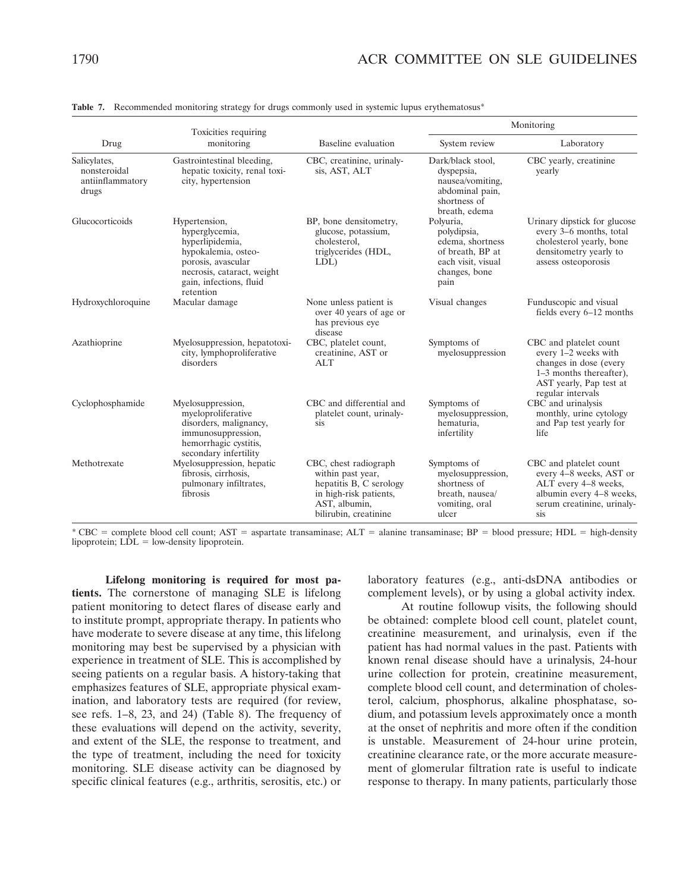**Table 7.** Recommended monitoring strategy for drugs commonly used in systemic lupus erythematosus*

| Drug | Toxicities requiring monitoring | Baseline evaluation | Monitoring | |
|---|---|---|---|---|
| | | | System review | Laboratory |
| Salicylates, nonsteroidal antiinflammatory drugs | Gastrointestinal bleeding, hepatic toxicity, renal toxicity, hypertension | CBC, creatinine, urinalysis, AST, ALT | Dark/black stool, dyspepsia, nausea/vomiting, abdominal pain, shortness of breath, edema | CBC yearly, creatinine yearly |
| Glucocorticoids | Hypertension, hyperglycemia, hyperlipidemia, hypokalemia, osteoporosis, avascular necrosis, cataract, weight gain, infections, fluid retention | BP, bone densitometry, glucose, potassium, cholesterol, triglycerides (HDL, LDL) | Polyuria, polydipsia, edema, shortness of breath, BP at each visit, visual changes, bone pain | Urinary dipstick for glucose every 3–6 months, total cholesterol yearly, bone densitometry yearly to assess osteoporosis |
| Hydroxychloroquine | Macular damage | None unless patient is over 40 years of age or has previous eye disease | Visual changes | Funduscopic and visual fields every 6–12 months |
| Azathioprine | Myelosuppression, hepatotoxicity, lymphoproliferative disorders | CBC, platelet count, creatinine, AST or ALT | Symptoms of myelosuppression | CBC and platelet count every 1–2 weeks with changes in dose (every 1–3 months thereafter), AST yearly, Pap test at regular intervals |
| Cyclophosphamide | Myelosuppression, myeloproliferative disorders, malignancy, immunosuppression, hemorrhagic cystitis, secondary infertility | CBC and differential and platelet count, urinalysis | Symptoms of myelosuppression, hematuria, infertility | CBC and urinalysis monthly, urine cytology and Pap test yearly for life |
| Methotrexate | Myelosuppression, hepatic fibrosis, cirrhosis, pulmonary infiltrates, fibrosis | CBC, chest radiograph within past year, hepatitis B, C serology in high-risk patients, AST, albumin, bilirubin, creatinine | Symptoms of myelosuppression, shortness of breath, nausea/vomiting, oral ulcer | CBC and platelet count every 4–8 weeks, AST or ALT every 4–8 weeks, albumin every 4–8 weeks, serum creatinine, urinalysis |

* CBC = complete blood cell count; AST = aspartate transaminase; ALT = alanine transaminase; BP = blood pressure; HDL = high-density lipoprotein; LDL = low-density lipoprotein.

**Lifelong monitoring is required for most patients.** The cornerstone of managing SLE is lifelong patient monitoring to detect flares of disease early and to institute prompt, appropriate therapy. In patients who have moderate to severe disease at any time, this lifelong monitoring may best be supervised by a physician with experience in treatment of SLE. This is accomplished by seeing patients on a regular basis. A history-taking that emphasizes features of SLE, appropriate physical examination, and laboratory tests are required (for review, see refs. 1–8, 23, and 24) (Table 8). The frequency of these evaluations will depend on the activity, severity, and extent of the SLE, the response to treatment, and the type of treatment, including the need for toxicity monitoring. SLE disease activity can be diagnosed by specific clinical features (e.g., arthritis, serositis, etc.) or laboratory features (e.g., anti-dsDNA antibodies or complement levels), or by using a global activity index.

At routine followup visits, the following should be obtained: complete blood cell count, platelet count, creatinine measurement, and urinalysis, even if the patient has had normal values in the past. Patients with known renal disease should have a urinalysis, 24-hour urine collection for protein, creatinine measurement, complete blood cell count, and determination of cholesterol, calcium, phosphorus, alkaline phosphatase, sodium, and potassium levels approximately once a month at the onset of nephritis and more often if the condition is unstable. Measurement of 24-hour urine protein, creatinine clearance rate, or the more accurate measurement of glomerular filtration rate is useful to indicate response to therapy. In many patients, particularly those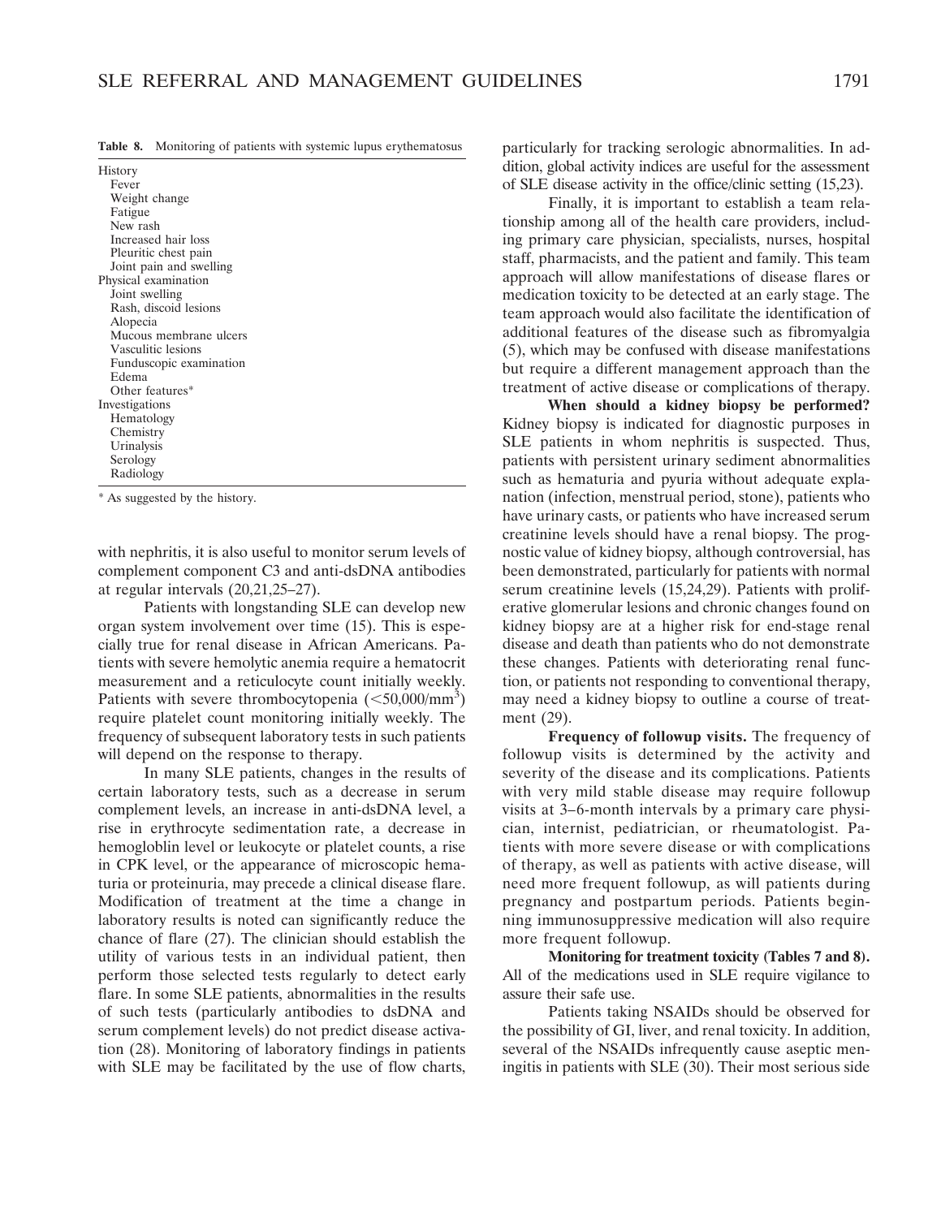**Table 8.** Monitoring of patients with systemic lupus erythematosus

| |
|---|
| History |
| Fever |
| Weight change |
| Fatigue |
| New rash |
| Increased hair loss |
| Pleuritic chest pain |
| Joint pain and swelling |
| Physical examination |
| Joint swelling |
| Rash, discoid lesions |
| Alopecia |
| Mucous membrane ulcers |
| Vasculitic lesions |
| Funduscopic examination |
| Edema |
| Other features* |
| Investigations |
| Hematology |
| Chemistry |
| Urinalysis |
| Serology |
| Radiology |

* As suggested by the history.

with nephritis, it is also useful to monitor serum levels of complement component C3 and anti-dsDNA antibodies at regular intervals (20,21,25–27).

Patients with longstanding SLE can develop new organ system involvement over time (15). This is especially true for renal disease in African Americans. Patients with severe hemolytic anemia require a hematocrit measurement and a reticulocyte count initially weekly. Patients with severe thrombocytopenia ($<50{,}000/mm^3$) require platelet count monitoring initially weekly. The frequency of subsequent laboratory tests in such patients will depend on the response to therapy.

In many SLE patients, changes in the results of certain laboratory tests, such as a decrease in serum complement levels, an increase in anti-dsDNA level, a rise in erythrocyte sedimentation rate, a decrease in hemogloblin level or leukocyte or platelet counts, a rise in CPK level, or the appearance of microscopic hematuria or proteinuria, may precede a clinical disease flare. Modification of treatment at the time a change in laboratory results is noted can significantly reduce the chance of flare (27). The clinician should establish the utility of various tests in an individual patient, then perform those selected tests regularly to detect early flare. In some SLE patients, abnormalities in the results of such tests (particularly antibodies to dsDNA and serum complement levels) do not predict disease activation (28). Monitoring of laboratory findings in patients with SLE may be facilitated by the use of flow charts, particularly for tracking serologic abnormalities. In addition, global activity indices are useful for the assessment of SLE disease activity in the office/clinic setting (15,23).

Finally, it is important to establish a team relationship among all of the health care providers, including primary care physician, specialists, nurses, hospital staff, pharmacists, and the patient and family. This team approach will allow manifestations of disease flares or medication toxicity to be detected at an early stage. The team approach would also facilitate the identification of additional features of the disease such as fibromyalgia (5), which may be confused with disease manifestations but require a different management approach than the treatment of active disease or complications of therapy.

**When should a kidney biopsy be performed?** Kidney biopsy is indicated for diagnostic purposes in SLE patients in whom nephritis is suspected. Thus, patients with persistent urinary sediment abnormalities such as hematuria and pyuria without adequate explanation (infection, menstrual period, stone), patients who have urinary casts, or patients who have increased serum creatinine levels should have a renal biopsy. The prognostic value of kidney biopsy, although controversial, has been demonstrated, particularly for patients with normal serum creatinine levels (15,24,29). Patients with proliferative glomerular lesions and chronic changes found on kidney biopsy are at a higher risk for end-stage renal disease and death than patients who do not demonstrate these changes. Patients with deteriorating renal function, or patients not responding to conventional therapy, may need a kidney biopsy to outline a course of treatment (29).

**Frequency of followup visits.** The frequency of followup visits is determined by the activity and severity of the disease and its complications. Patients with very mild stable disease may require followup visits at 3–6-month intervals by a primary care physician, internist, pediatrician, or rheumatologist. Patients with more severe disease or with complications of therapy, as well as patients with active disease, will need more frequent followup, as will patients during pregnancy and postpartum periods. Patients beginning immunosuppressive medication will also require more frequent followup.

**Monitoring for treatment toxicity (Tables 7 and 8).** All of the medications used in SLE require vigilance to assure their safe use.

Patients taking NSAIDs should be observed for the possibility of GI, liver, and renal toxicity. In addition, several of the NSAIDs infrequently cause aseptic meningitis in patients with SLE (30). Their most serious side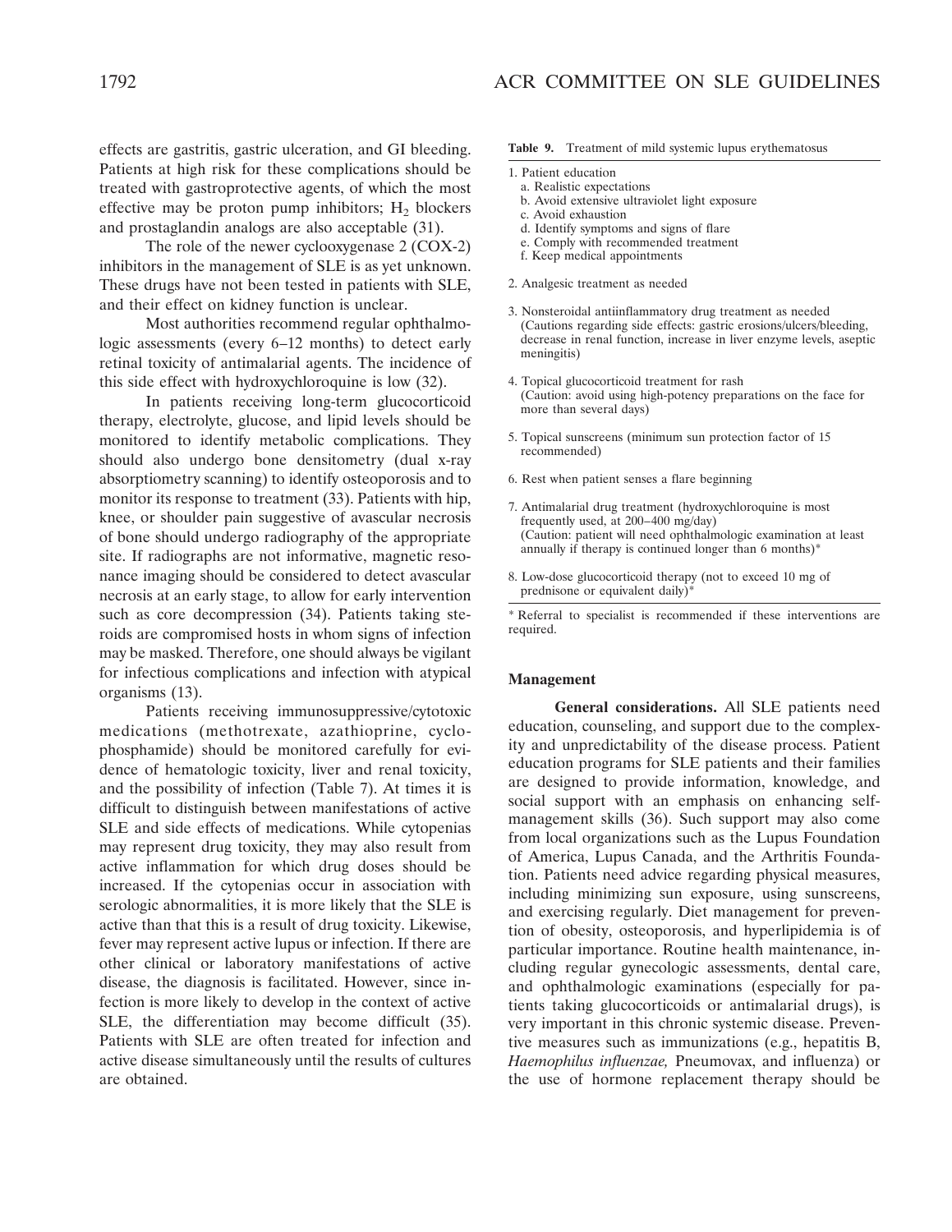effects are gastritis, gastric ulceration, and GI bleeding. Patients at high risk for these complications should be treated with gastroprotective agents, of which the most effective may be proton pump inhibitors; $H_2$ blockers and prostaglandin analogs are also acceptable (31).

The role of the newer cyclooxygenase 2 (COX-2) inhibitors in the management of SLE is as yet unknown. These drugs have not been tested in patients with SLE, and their effect on kidney function is unclear.

Most authorities recommend regular ophthalmologic assessments (every 6–12 months) to detect early retinal toxicity of antimalarial agents. The incidence of this side effect with hydroxychloroquine is low (32).

In patients receiving long-term glucocorticoid therapy, electrolyte, glucose, and lipid levels should be monitored to identify metabolic complications. They should also undergo bone densitometry (dual x-ray absorptiometry scanning) to identify osteoporosis and to monitor its response to treatment (33). Patients with hip, knee, or shoulder pain suggestive of avascular necrosis of bone should undergo radiography of the appropriate site. If radiographs are not informative, magnetic resonance imaging should be considered to detect avascular necrosis at an early stage, to allow for early intervention such as core decompression (34). Patients taking steroids are compromised hosts in whom signs of infection may be masked. Therefore, one should always be vigilant for infectious complications and infection with atypical organisms (13).

Patients receiving immunosuppressive/cytotoxic medications (methotrexate, azathioprine, cyclophosphamide) should be monitored carefully for evidence of hematologic toxicity, liver and renal toxicity, and the possibility of infection (Table 7). At times it is difficult to distinguish between manifestations of active SLE and side effects of medications. While cytopenias may represent drug toxicity, they may also result from active inflammation for which drug doses should be increased. If the cytopenias occur in association with serologic abnormalities, it is more likely that the SLE is active than that this is a result of drug toxicity. Likewise, fever may represent active lupus or infection. If there are other clinical or laboratory manifestations of active disease, the diagnosis is facilitated. However, since infection is more likely to develop in the context of active SLE, the differentiation may become difficult (35). Patients with SLE are often treated for infection and active disease simultaneously until the results of cultures are obtained.

**Table 9.** Treatment of mild systemic lupus erythematosus

1. Patient education
   a. Realistic expectations
   b. Avoid extensive ultraviolet light exposure
   c. Avoid exhaustion
   d. Identify symptoms and signs of flare
   e. Comply with recommended treatment
   f. Keep medical appointments
2. Analgesic treatment as needed
3. Nonsteroidal antiinflammatory drug treatment as needed (Cautions regarding side effects: gastric erosions/ulcers/bleeding, decrease in renal function, increase in liver enzyme levels, aseptic meningitis)
4. Topical glucocorticoid treatment for rash (Caution: avoid using high-potency preparations on the face for more than several days)
5. Topical sunscreens (minimum sun protection factor of 15 recommended)
6. Rest when patient senses a flare beginning
7. Antimalarial drug treatment (hydroxychloroquine is most frequently used, at 200–400 mg/day) (Caution: patient will need ophthalmologic examination at least annually if therapy is continued longer than 6 months)*
8. Low-dose glucocorticoid therapy (not to exceed 10 mg of prednisone or equivalent daily)*

\* Referral to specialist is recommended if these interventions are required.

### Management

**General considerations.** All SLE patients need education, counseling, and support due to the complexity and unpredictability of the disease process. Patient education programs for SLE patients and their families are designed to provide information, knowledge, and social support with an emphasis on enhancing self-management skills (36). Such support may also come from local organizations such as the Lupus Foundation of America, Lupus Canada, and the Arthritis Foundation. Patients need advice regarding physical measures, including minimizing sun exposure, using sunscreens, and exercising regularly. Diet management for prevention of obesity, osteoporosis, and hyperlipidemia is of particular importance. Routine health maintenance, including regular gynecologic assessments, dental care, and ophthalmologic examinations (especially for patients taking glucocorticoids or antimalarial drugs), is very important in this chronic systemic disease. Preventive measures such as immunizations (e.g., hepatitis B, *Haemophilus influenzae,* Pneumovax, and influenza) or the use of hormone replacement therapy should be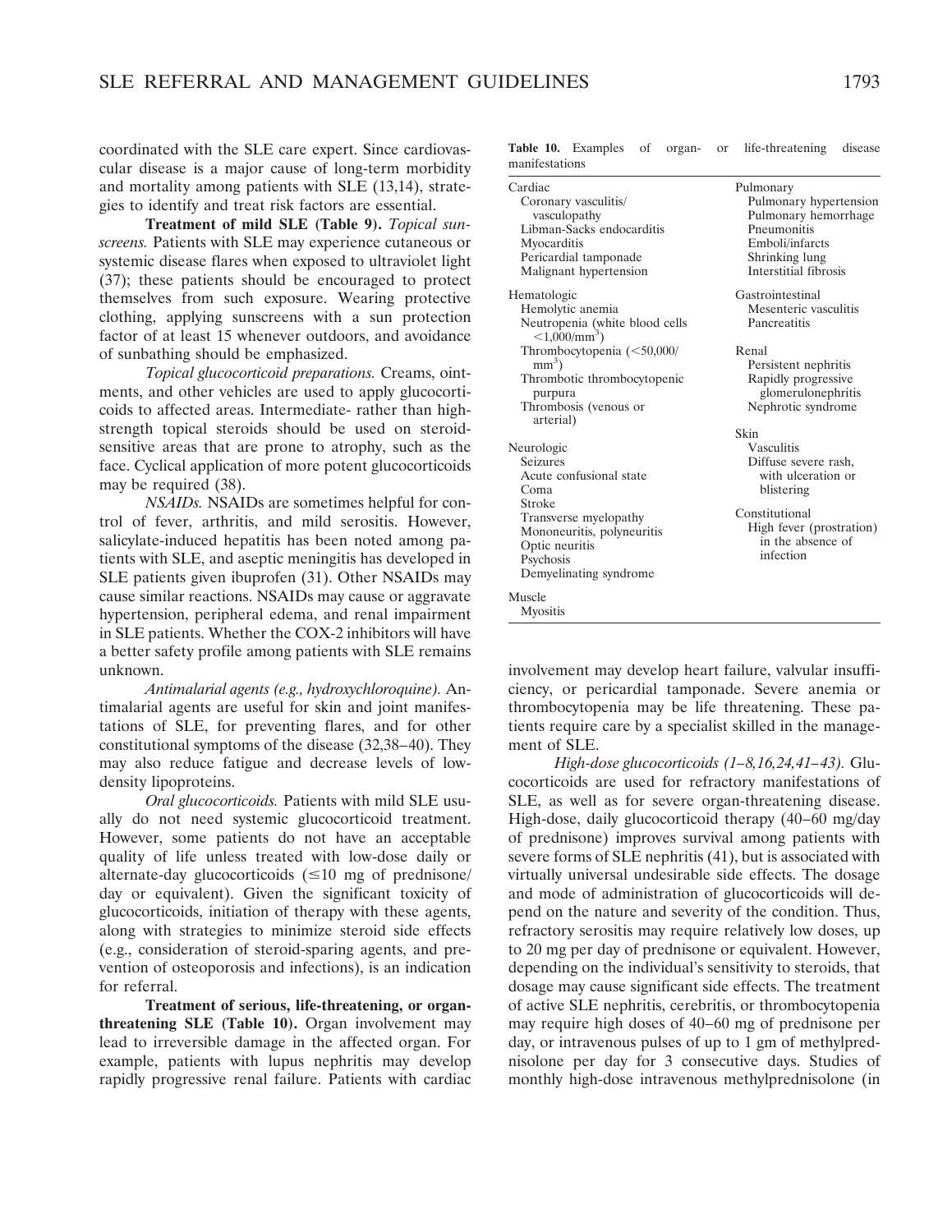coordinated with the SLE care expert. Since cardiovascular disease is a major cause of long-term morbidity and mortality among patients with SLE (13,14), strategies to identify and treat risk factors are essential.

**Treatment of mild SLE (Table 9).** *Topical sunscreens.* Patients with SLE may experience cutaneous or systemic disease flares when exposed to ultraviolet light (37); these patients should be encouraged to protect themselves from such exposure. Wearing protective clothing, applying sunscreens with a sun protection factor of at least 15 whenever outdoors, and avoidance of sunbathing should be emphasized.

*Topical glucocorticoid preparations.* Creams, ointments, and other vehicles are used to apply glucocorticoids to affected areas. Intermediate- rather than high-strength topical steroids should be used on steroid-sensitive areas that are prone to atrophy, such as the face. Cyclical application of more potent glucocorticoids may be required (38).

*NSAIDs.* NSAIDs are sometimes helpful for control of fever, arthritis, and mild serositis. However, salicylate-induced hepatitis has been noted among patients with SLE, and aseptic meningitis has developed in SLE patients given ibuprofen (31). Other NSAIDs may cause similar reactions. NSAIDs may cause or aggravate hypertension, peripheral edema, and renal impairment in SLE patients. Whether the COX-2 inhibitors will have a better safety profile among patients with SLE remains unknown.

*Antimalarial agents (e.g., hydroxychloroquine).* Antimalarial agents are useful for skin and joint manifestations of SLE, for preventing flares, and for other constitutional symptoms of the disease (32,38–40). They may also reduce fatigue and decrease levels of low-density lipoproteins.

*Oral glucocorticoids.* Patients with mild SLE usually do not need systemic glucocorticoid treatment. However, some patients do not have an acceptable quality of life unless treated with low-dose daily or alternate-day glucocorticoids ($\leq$10 mg of prednisone/day or equivalent). Given the significant toxicity of glucocorticoids, initiation of therapy with these agents, along with strategies to minimize steroid side effects (e.g., consideration of steroid-sparing agents, and prevention of osteoporosis and infections), is an indication for referral.

**Treatment of serious, life-threatening, or organ-threatening SLE (Table 10).** Organ involvement may lead to irreversible damage in the affected organ. For example, patients with lupus nephritis may develop rapidly progressive renal failure. Patients with cardiac involvement may develop heart failure, valvular insufficiency, or pericardial tamponade. Severe anemia or thrombocytopenia may be life threatening. These patients require care by a specialist skilled in the management of SLE.

**Table 10.** Examples of organ- or life-threatening disease manifestations

| | |
|---|---|
| **Cardiac** | **Pulmonary** |
| Coronary vasculitis/vasculopathy | Pulmonary hypertension |
| Libman-Sacks endocarditis | Pulmonary hemorrhage |
| Myocarditis | Pneumonitis |
| Pericardial tamponade | Emboli/infarcts |
| Malignant hypertension | Shrinking lung |
| | Interstitial fibrosis |
| **Hematologic** | **Gastrointestinal** |
| Hemolytic anemia | Mesenteric vasculitis |
| Neutropenia (white blood cells $<$1,000/mm$^3$) | Pancreatitis |
| Thrombocytopenia ($<$50,000/mm$^3$) | **Renal** |
| Thrombotic thrombocytopenic purpura | Persistent nephritis |
| Thrombosis (venous or arterial) | Rapidly progressive glomerulonephritis |
| | Nephrotic syndrome |
| **Neurologic** | **Skin** |
| Seizures | Vasculitis |
| Acute confusional state | Diffuse severe rash, with ulceration or blistering |
| Coma | |
| Stroke | **Constitutional** |
| Transverse myelopathy | High fever (prostration) in the absence of infection |
| Mononeuritis, polyneuritis | |
| Optic neuritis | |
| Psychosis | |
| Demyelinating syndrome | |
| **Muscle** | |
| Myositis | |

*High-dose glucocorticoids (1–8,16,24,41–43).* Glucocorticoids are used for refractory manifestations of SLE, as well as for severe organ-threatening disease. High-dose, daily glucocorticoid therapy (40–60 mg/day of prednisone) improves survival among patients with severe forms of SLE nephritis (41), but is associated with virtually universal undesirable side effects. The dosage and mode of administration of glucocorticoids will depend on the nature and severity of the condition. Thus, refractory serositis may require relatively low doses, up to 20 mg per day of prednisone or equivalent. However, depending on the individual's sensitivity to steroids, that dosage may cause significant side effects. The treatment of active SLE nephritis, cerebritis, or thrombocytopenia may require high doses of 40–60 mg of prednisone per day, or intravenous pulses of up to 1 gm of methylprednisolone per day for 3 consecutive days. Studies of monthly high-dose intravenous methylprednisolone (in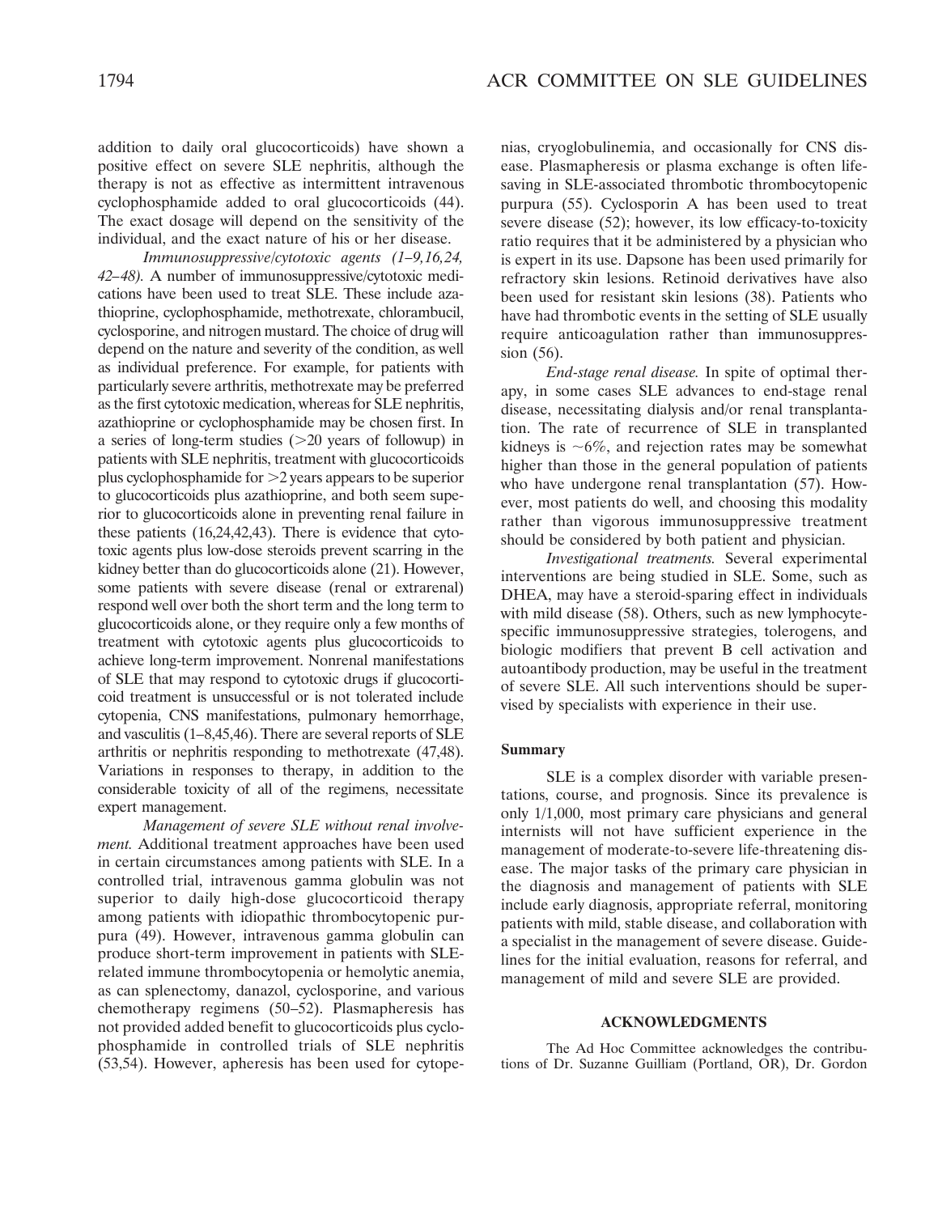addition to daily oral glucocorticoids) have shown a positive effect on severe SLE nephritis, although the therapy is not as effective as intermittent intravenous cyclophosphamide added to oral glucocorticoids (44). The exact dosage will depend on the sensitivity of the individual, and the exact nature of his or her disease.

*Immunosuppressive/cytotoxic agents (1–9,16,24, 42–48).* A number of immunosuppressive/cytotoxic medications have been used to treat SLE. These include azathioprine, cyclophosphamide, methotrexate, chlorambucil, cyclosporine, and nitrogen mustard. The choice of drug will depend on the nature and severity of the condition, as well as individual preference. For example, for patients with particularly severe arthritis, methotrexate may be preferred as the first cytotoxic medication, whereas for SLE nephritis, azathioprine or cyclophosphamide may be chosen first. In a series of long-term studies (>20 years of followup) in patients with SLE nephritis, treatment with glucocorticoids plus cyclophosphamide for >2 years appears to be superior to glucocorticoids plus azathioprine, and both seem superior to glucocorticoids alone in preventing renal failure in these patients (16,24,42,43). There is evidence that cytotoxic agents plus low-dose steroids prevent scarring in the kidney better than do glucocorticoids alone (21). However, some patients with severe disease (renal or extrarenal) respond well over both the short term and the long term to glucocorticoids alone, or they require only a few months of treatment with cytotoxic agents plus glucocorticoids to achieve long-term improvement. Nonrenal manifestations of SLE that may respond to cytotoxic drugs if glucocorticoid treatment is unsuccessful or is not tolerated include cytopenia, CNS manifestations, pulmonary hemorrhage, and vasculitis (1–8,45,46). There are several reports of SLE arthritis or nephritis responding to methotrexate (47,48). Variations in responses to therapy, in addition to the considerable toxicity of all of the regimens, necessitate expert management.

*Management of severe SLE without renal involvement.* Additional treatment approaches have been used in certain circumstances among patients with SLE. In a controlled trial, intravenous gamma globulin was not superior to daily high-dose glucocorticoid therapy among patients with idiopathic thrombocytopenic purpura (49). However, intravenous gamma globulin can produce short-term improvement in patients with SLE-related immune thrombocytopenia or hemolytic anemia, as can splenectomy, danazol, cyclosporine, and various chemotherapy regimens (50–52). Plasmapheresis has not provided added benefit to glucocorticoids plus cyclophosphamide in controlled trials of SLE nephritis (53,54). However, apheresis has been used for cytopenias, cryoglobulinemia, and occasionally for CNS disease. Plasmapheresis or plasma exchange is often lifesaving in SLE-associated thrombotic thrombocytopenic purpura (55). Cyclosporin A has been used to treat severe disease (52); however, its low efficacy-to-toxicity ratio requires that it be administered by a physician who is expert in its use. Dapsone has been used primarily for refractory skin lesions. Retinoid derivatives have also been used for resistant skin lesions (38). Patients who have had thrombotic events in the setting of SLE usually require anticoagulation rather than immunosuppression (56).

*End-stage renal disease.* In spite of optimal therapy, in some cases SLE advances to end-stage renal disease, necessitating dialysis and/or renal transplantation. The rate of recurrence of SLE in transplanted kidneys is ~6%, and rejection rates may be somewhat higher than those in the general population of patients who have undergone renal transplantation (57). However, most patients do well, and choosing this modality rather than vigorous immunosuppressive treatment should be considered by both patient and physician.

*Investigational treatments.* Several experimental interventions are being studied in SLE. Some, such as DHEA, may have a steroid-sparing effect in individuals with mild disease (58). Others, such as new lymphocyte-specific immunosuppressive strategies, tolerogens, and biologic modifiers that prevent B cell activation and autoantibody production, may be useful in the treatment of severe SLE. All such interventions should be supervised by specialists with experience in their use.

**Summary**

SLE is a complex disorder with variable presentations, course, and prognosis. Since its prevalence is only 1/1,000, most primary care physicians and general internists will not have sufficient experience in the management of moderate-to-severe life-threatening disease. The major tasks of the primary care physician in the diagnosis and management of patients with SLE include early diagnosis, appropriate referral, monitoring patients with mild, stable disease, and collaboration with a specialist in the management of severe disease. Guidelines for the initial evaluation, reasons for referral, and management of mild and severe SLE are provided.

## ACKNOWLEDGMENTS

The Ad Hoc Committee acknowledges the contributions of Dr. Suzanne Guilliam (Portland, OR), Dr. Gordon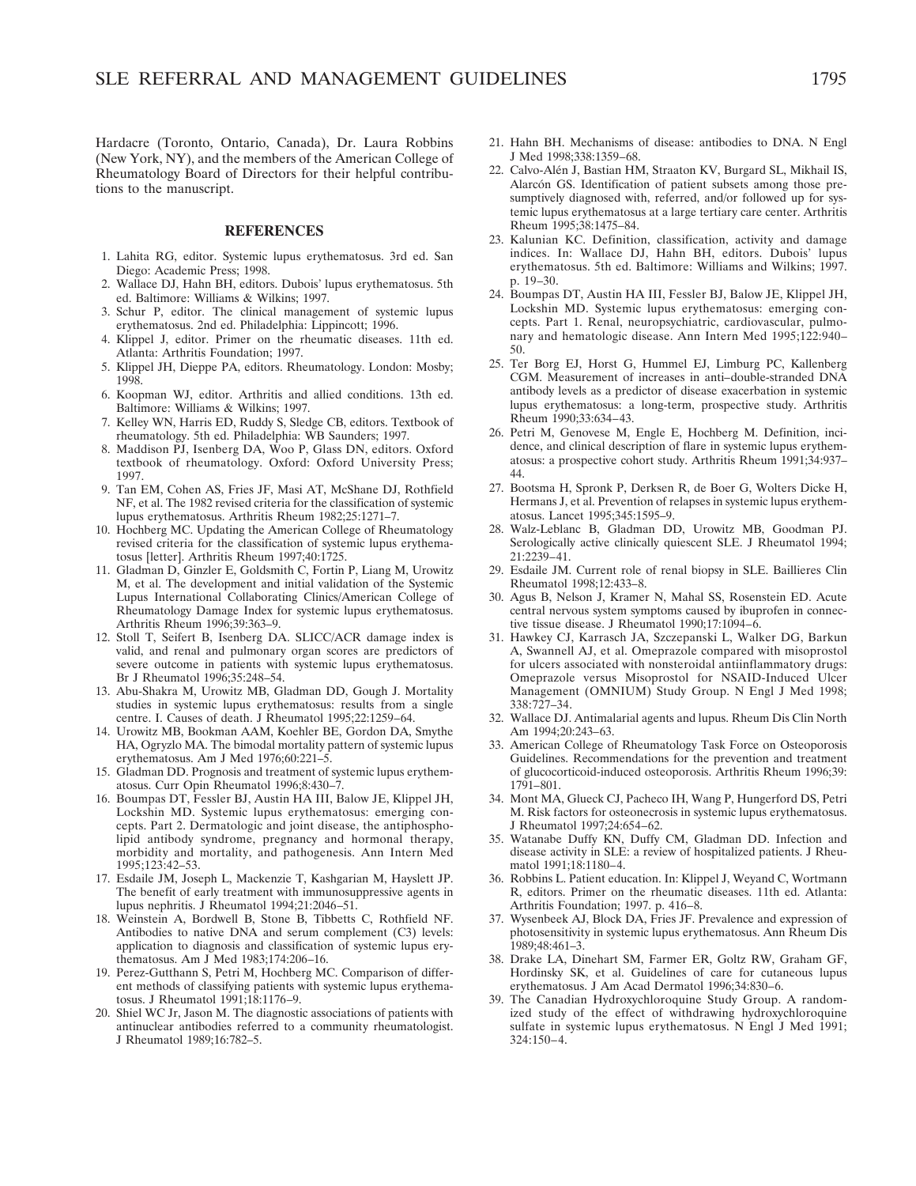Hardacre (Toronto, Ontario, Canada), Dr. Laura Robbins (New York, NY), and the members of the American College of Rheumatology Board of Directors for their helpful contributions to the manuscript.

## REFERENCES

1. Lahita RG, editor. Systemic lupus erythematosus. 3rd ed. San Diego: Academic Press; 1998.
2. Wallace DJ, Hahn BH, editors. Dubois' lupus erythematosus. 5th ed. Baltimore: Williams & Wilkins; 1997.
3. Schur P, editor. The clinical management of systemic lupus erythematosus. 2nd ed. Philadelphia: Lippincott; 1996.
4. Klippel J, editor. Primer on the rheumatic diseases. 11th ed. Atlanta: Arthritis Foundation; 1997.
5. Klippel JH, Dieppe PA, editors. Rheumatology. London: Mosby; 1998.
6. Koopman WJ, editor. Arthritis and allied conditions. 13th ed. Baltimore: Williams & Wilkins; 1997.
7. Kelley WN, Harris ED, Ruddy S, Sledge CB, editors. Textbook of rheumatology. 5th ed. Philadelphia: WB Saunders; 1997.
8. Maddison PJ, Isenberg DA, Woo P, Glass DN, editors. Oxford textbook of rheumatology. Oxford: Oxford University Press; 1997.
9. Tan EM, Cohen AS, Fries JF, Masi AT, McShane DJ, Rothfield NF, et al. The 1982 revised criteria for the classification of systemic lupus erythematosus. Arthritis Rheum 1982;25:1271–7.
10. Hochberg MC. Updating the American College of Rheumatology revised criteria for the classification of systemic lupus erythematosus [letter]. Arthritis Rheum 1997;40:1725.
11. Gladman D, Ginzler E, Goldsmith C, Fortin P, Liang M, Urowitz M, et al. The development and initial validation of the Systemic Lupus International Collaborating Clinics/American College of Rheumatology Damage Index for systemic lupus erythematosus. Arthritis Rheum 1996;39:363–9.
12. Stoll T, Seifert B, Isenberg DA. SLICC/ACR damage index is valid, and renal and pulmonary organ scores are predictors of severe outcome in patients with systemic lupus erythematosus. Br J Rheumatol 1996;35:248–54.
13. Abu-Shakra M, Urowitz MB, Gladman DD, Gough J. Mortality studies in systemic lupus erythematosus: results from a single centre. I. Causes of death. J Rheumatol 1995;22:1259–64.
14. Urowitz MB, Bookman AAM, Koehler BE, Gordon DA, Smythe HA, Ogryzlo MA. The bimodal mortality pattern of systemic lupus erythematosus. Am J Med 1976;60:221–5.
15. Gladman DD. Prognosis and treatment of systemic lupus erythematosus. Curr Opin Rheumatol 1996;8:430–7.
16. Boumpas DT, Fessler BJ, Austin HA III, Balow JE, Klippel JH, Lockshin MD. Systemic lupus erythematosus: emerging concepts. Part 2. Dermatologic and joint disease, the antiphospholipid antibody syndrome, pregnancy and hormonal therapy, morbidity and mortality, and pathogenesis. Ann Intern Med 1995;123:42–53.
17. Esdaile JM, Joseph L, Mackenzie T, Kashgarian M, Hayslett JP. The benefit of early treatment with immunosuppressive agents in lupus nephritis. J Rheumatol 1994;21:2046–51.
18. Weinstein A, Bordwell B, Stone B, Tibbetts C, Rothfield NF. Antibodies to native DNA and serum complement (C3) levels: application to diagnosis and classification of systemic lupus erythematosus. Am J Med 1983;174:206–16.
19. Perez-Gutthann S, Petri M, Hochberg MC. Comparison of different methods of classifying patients with systemic lupus erythematosus. J Rheumatol 1991;18:1176–9.
20. Shiel WC Jr, Jason M. The diagnostic associations of patients with antinuclear antibodies referred to a community rheumatologist. J Rheumatol 1989;16:782–5.
21. Hahn BH. Mechanisms of disease: antibodies to DNA. N Engl J Med 1998;338:1359–68.
22. Calvo-Alén J, Bastian HM, Straaton KV, Burgard SL, Mikhail IS, Alarcón GS. Identification of patient subsets among those presumptively diagnosed with, referred, and/or followed up for systemic lupus erythematosus at a large tertiary care center. Arthritis Rheum 1995;38:1475–84.
23. Kalunian KC. Definition, classification, activity and damage indices. In: Wallace DJ, Hahn BH, editors. Dubois' lupus erythematosus. 5th ed. Baltimore: Williams and Wilkins; 1997. p. 19–30.
24. Boumpas DT, Austin HA III, Fessler BJ, Balow JE, Klippel JH, Lockshin MD. Systemic lupus erythematosus: emerging concepts. Part 1. Renal, neuropsychiatric, cardiovascular, pulmonary and hematologic disease. Ann Intern Med 1995;122:940–50.
25. Ter Borg EJ, Horst G, Hummel EJ, Limburg PC, Kallenberg CGM. Measurement of increases in anti–double-stranded DNA antibody levels as a predictor of disease exacerbation in systemic lupus erythematosus: a long-term, prospective study. Arthritis Rheum 1990;33:634–43.
26. Petri M, Genovese M, Engle E, Hochberg M. Definition, incidence, and clinical description of flare in systemic lupus erythematosus: a prospective cohort study. Arthritis Rheum 1991;34:937–44.
27. Bootsma H, Spronk P, Derksen R, de Boer G, Wolters Dicke H, Hermans J, et al. Prevention of relapses in systemic lupus erythematosus. Lancet 1995;345:1595–9.
28. Walz-Leblanc B, Gladman DD, Urowitz MB, Goodman PJ. Serologically active clinically quiescent SLE. J Rheumatol 1994; 21:2239–41.
29. Esdaile JM. Current role of renal biopsy in SLE. Baillieres Clin Rheumatol 1998;12:433–8.
30. Agus B, Nelson J, Kramer N, Mahal SS, Rosenstein ED. Acute central nervous system symptoms caused by ibuprofen in connective tissue disease. J Rheumatol 1990;17:1094–6.
31. Hawkey CJ, Karrasch JA, Szczepanski L, Walker DG, Barkun A, Swannell AJ, et al. Omeprazole compared with misoprostol for ulcers associated with nonsteroidal antiinflammatory drugs: Omeprazole versus Misoprostol for NSAID-Induced Ulcer Management (OMNIUM) Study Group. N Engl J Med 1998; 338:727–34.
32. Wallace DJ. Antimalarial agents and lupus. Rheum Dis Clin North Am 1994;20:243–63.
33. American College of Rheumatology Task Force on Osteoporosis Guidelines. Recommendations for the prevention and treatment of glucocorticoid-induced osteoporosis. Arthritis Rheum 1996;39: 1791–801.
34. Mont MA, Glueck CJ, Pacheco IH, Wang P, Hungerford DS, Petri M. Risk factors for osteonecrosis in systemic lupus erythematosus. J Rheumatol 1997;24:654–62.
35. Watanabe Duffy KN, Duffy CM, Gladman DD. Infection and disease activity in SLE: a review of hospitalized patients. J Rheumatol 1991;18:1180–4.
36. Robbins L. Patient education. In: Klippel J, Weyand C, Wortmann R, editors. Primer on the rheumatic diseases. 11th ed. Atlanta: Arthritis Foundation; 1997. p. 416–8.
37. Wysenbeek AJ, Block DA, Fries JF. Prevalence and expression of photosensitivity in systemic lupus erythematosus. Ann Rheum Dis 1989;48:461–3.
38. Drake LA, Dinehart SM, Farmer ER, Goltz RW, Graham GF, Hordinsky SK, et al. Guidelines of care for cutaneous lupus erythematosus. J Am Acad Dermatol 1996;34:830–6.
39. The Canadian Hydroxychloroquine Study Group. A randomized study of the effect of withdrawing hydroxychloroquine sulfate in systemic lupus erythematosus. N Engl J Med 1991; 324:150–4.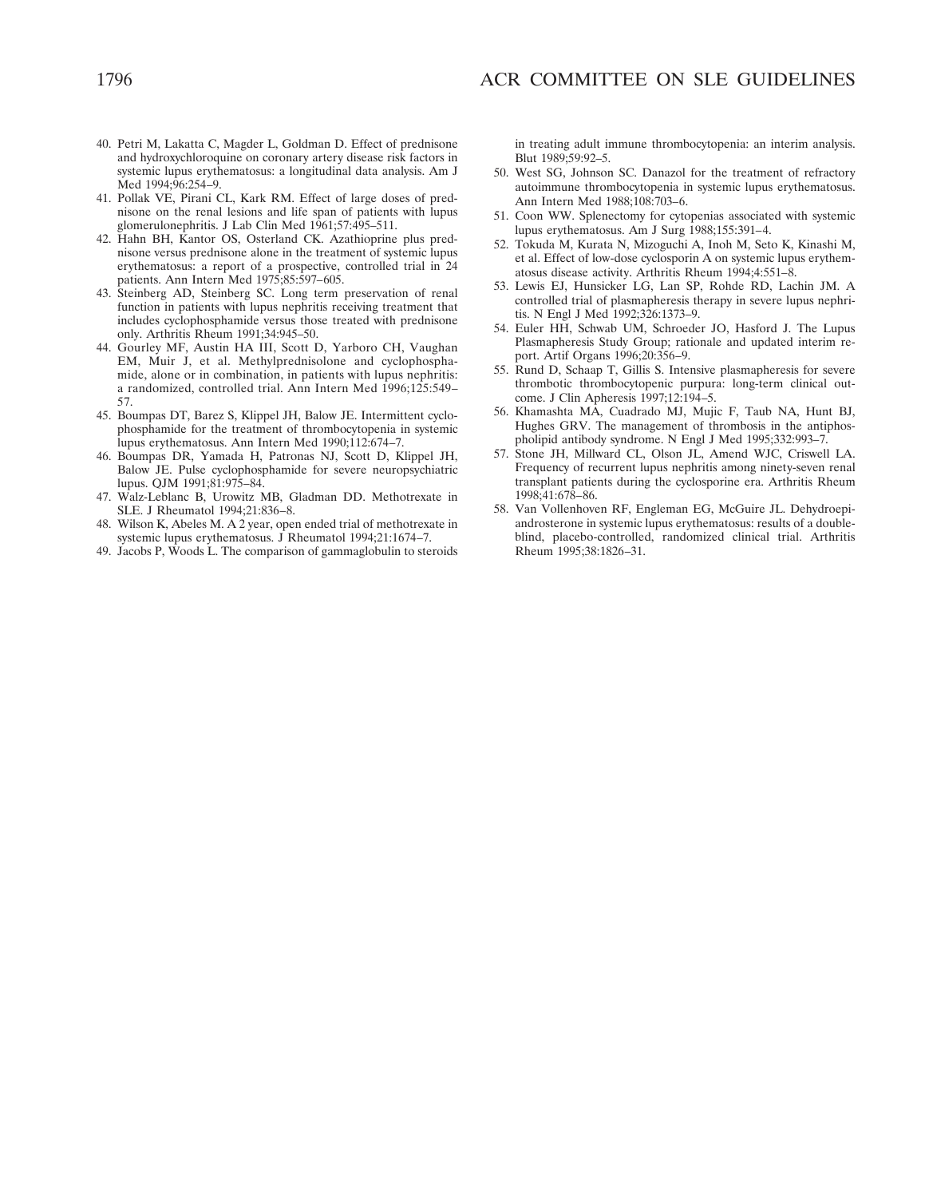40. Petri M, Lakatta C, Magder L, Goldman D. Effect of prednisone and hydroxychloroquine on coronary artery disease risk factors in systemic lupus erythematosus: a longitudinal data analysis. Am J Med 1994;96:254–9.
41. Pollak VE, Pirani CL, Kark RM. Effect of large doses of prednisone on the renal lesions and life span of patients with lupus glomerulonephritis. J Lab Clin Med 1961;57:495–511.
42. Hahn BH, Kantor OS, Osterland CK. Azathioprine plus prednisone versus prednisone alone in the treatment of systemic lupus erythematosus: a report of a prospective, controlled trial in 24 patients. Ann Intern Med 1975;85:597–605.
43. Steinberg AD, Steinberg SC. Long term preservation of renal function in patients with lupus nephritis receiving treatment that includes cyclophosphamide versus those treated with prednisone only. Arthritis Rheum 1991;34:945–50.
44. Gourley MF, Austin HA III, Scott D, Yarboro CH, Vaughan EM, Muir J, et al. Methylprednisolone and cyclophosphamide, alone or in combination, in patients with lupus nephritis: a randomized, controlled trial. Ann Intern Med 1996;125:549–57.
45. Boumpas DT, Barez S, Klippel JH, Balow JE. Intermittent cyclophosphamide for the treatment of thrombocytopenia in systemic lupus erythematosus. Ann Intern Med 1990;112:674–7.
46. Boumpas DR, Yamada H, Patronas NJ, Scott D, Klippel JH, Balow JE. Pulse cyclophosphamide for severe neuropsychiatric lupus. QJM 1991;81:975–84.
47. Walz-Leblanc B, Urowitz MB, Gladman DD. Methotrexate in SLE. J Rheumatol 1994;21:836–8.
48. Wilson K, Abeles M. A 2 year, open ended trial of methotrexate in systemic lupus erythematosus. J Rheumatol 1994;21:1674–7.
49. Jacobs P, Woods L. The comparison of gammaglobulin to steroids in treating adult immune thrombocytopenia: an interim analysis. Blut 1989;59:92–5.
50. West SG, Johnson SC. Danazol for the treatment of refractory autoimmune thrombocytopenia in systemic lupus erythematosus. Ann Intern Med 1988;108:703–6.
51. Coon WW. Splenectomy for cytopenias associated with systemic lupus erythematosus. Am J Surg 1988;155:391–4.
52. Tokuda M, Kurata N, Mizoguchi A, Inoh M, Seto K, Kinashi M, et al. Effect of low-dose cyclosporin A on systemic lupus erythematosus disease activity. Arthritis Rheum 1994;4:551–8.
53. Lewis EJ, Hunsicker LG, Lan SP, Rohde RD, Lachin JM. A controlled trial of plasmapheresis therapy in severe lupus nephritis. N Engl J Med 1992;326:1373–9.
54. Euler HH, Schwab UM, Schroeder JO, Hasford J. The Lupus Plasmapheresis Study Group; rationale and updated interim report. Artif Organs 1996;20:356–9.
55. Rund D, Schaap T, Gillis S. Intensive plasmapheresis for severe thrombotic thrombocytopenic purpura: long-term clinical outcome. J Clin Apheresis 1997;12:194–5.
56. Khamashta MA, Cuadrado MJ, Mujic F, Taub NA, Hunt BJ, Hughes GRV. The management of thrombosis in the antiphospholipid antibody syndrome. N Engl J Med 1995;332:993–7.
57. Stone JH, Millward CL, Olson JL, Amend WJC, Criswell LA. Frequency of recurrent lupus nephritis among ninety-seven renal transplant patients during the cyclosporine era. Arthritis Rheum 1998;41:678–86.
58. Van Vollenhoven RF, Engleman EG, McGuire JL. Dehydroepiandrosterone in systemic lupus erythematosus: results of a double-blind, placebo-controlled, randomized clinical trial. Arthritis Rheum 1995;38:1826–31.